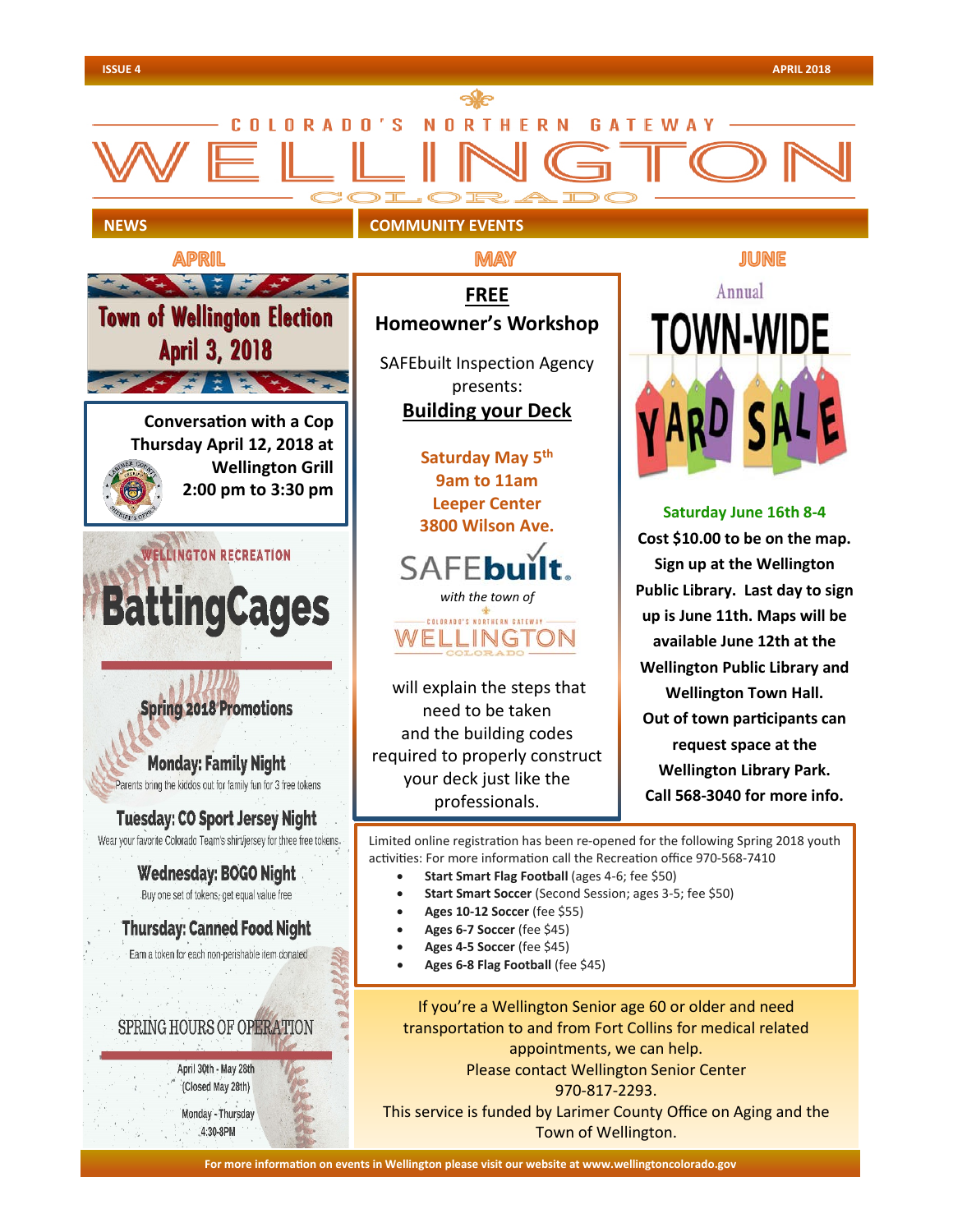# COLORADO'S NORTHERN GATEWAY WELLINGTON COLORADO

## NEWS

### APRIL

**Town of Wellington Election**
**April 3, 2018**

**Conversation with a Cop**
**Thursday April 12, 2018 at Wellington Grill**
**2:00 pm to 3:30 pm**

**WELLINGTON RECREATION**

# BattingCages

**Spring 2018 Promotions**

**Monday: Family Night**
Parents bring the kiddos out for family fun for 3 free tokens

**Tuesday: CO Sport Jersey Night**
Wear your favorite Colorado Team's shirt/jersey for three free tokens.

**Wednesday: BOGO Night**
Buy one set of tokens; get equal value free

**Thursday: Canned Food Night**
Earn a token for each non-perishable item donated

SPRING HOURS OF OPERATION

April 30th - May 28th
(Closed May 28th)

Monday - Thursday
4:30-8PM

## COMMUNITY EVENTS

### MAY

**FREE**
**Homeowner's Workshop**

SAFEbuilt Inspection Agency presents:

**Building your Deck**

**Saturday May 5th**
**9am to 11am**
**Leeper Center**
**3800 Wilson Ave.**

SAFEbuilt *with the town of* Wellington

will explain the steps that need to be taken and the building codes required to properly construct your deck just like the professionals.

### JUNE

Annual
**TOWN-WIDE YARD SALE**

**Saturday June 16th 8-4**
**Cost $10.00 to be on the map. Sign up at the Wellington Public Library. Last day to sign up is June 11th. Maps will be available June 12th at the Wellington Public Library and Wellington Town Hall. Out of town participants can request space at the Wellington Library Park. Call 568-3040 for more info.**

Limited online registration has been re-opened for the following Spring 2018 youth activities: For more information call the Recreation office 970-568-7410

- **Start Smart Flag Football** (ages 4-6; fee $50)
- **Start Smart Soccer** (Second Session; ages 3-5; fee $50)
- **Ages 10-12 Soccer** (fee $55)
- **Ages 6-7 Soccer** (fee $45)
- **Ages 4-5 Soccer** (fee $45)
- **Ages 6-8 Flag Football** (fee $45)

If you're a Wellington Senior age 60 or older and need transportation to and from Fort Collins for medical related appointments, we can help.
Please contact Wellington Senior Center
970-817-2293.
This service is funded by Larimer County Office on Aging and the Town of Wellington.

**For more information on events in Wellington please visit our website at www.wellingtoncolorado.gov**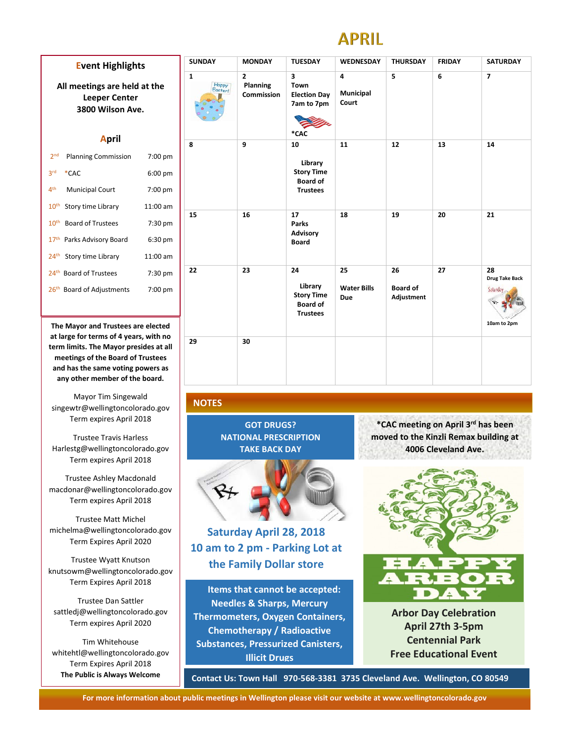# APRIL

## Event Highlights

**All meetings are held at the Leeper Center 3800 Wilson Ave.**

### April

| | | |
|---|---|---|
| 2nd | Planning Commission | 7:00 pm |
| 3rd | *CAC | 6:00 pm |
| 4th | Municipal Court | 7:00 pm |
| 10th | Story time Library | 11:00 am |
| 10th | Board of Trustees | 7:30 pm |
| 17th | Parks Advisory Board | 6:30 pm |
| 24th | Story time Library | 11:00 am |
| 24th | Board of Trustees | 7:30 pm |
| 26th | Board of Adjustments | 7:00 pm |

**The Mayor and Trustees are elected at large for terms of 4 years, with no term limits. The Mayor presides at all meetings of the Board of Trustees and has the same voting powers as any other member of the board.**

Mayor Tim Singewald
singewtr@wellingtoncolorado.gov
Term expires April 2018

Trustee Travis Harless
Harlestg@wellingtoncolorado.gov
Term expires April 2018

Trustee Ashley Macdonald
macdonar@wellingtoncolorado.gov
Term expires April 2018

Trustee Matt Michel
michelma@wellingtoncolorado.gov
Term Expires April 2020

Trustee Wyatt Knutson
knutsowm@wellingtoncolorado.gov
Term Expires April 2018

Trustee Dan Sattler
sattledj@wellingtoncolorado.gov
Term expires April 2020

Tim Whitehouse
whitehtl@wellingtoncolorado.gov
Term Expires April 2018

**The Public is Always Welcome**

| SUNDAY | MONDAY | TUESDAY | WEDNESDAY | THURSDAY | FRIDAY | SATURDAY |
|---|---|---|---|---|---|---|
| 1 Happy Easter! | 2 Planning Commission | 3 Town Election Day 7am to 7pm *CAC | 4 Municipal Court | 5 | 6 | 7 |
| 8 | 9 | 10 Library Story Time Board of Trustees | 11 | 12 | 13 | 14 |
| 15 | 16 | 17 Parks Advisory Board | 18 | 19 | 20 | 21 |
| 22 | 23 | 24 Library Story Time Board of Trustees | 25 Water Bills Due | 26 Board of Adjustment | 27 | 28 Drug Take Back Saturday 10am to 2pm |
| 29 | 30 | | | | | |

## NOTES

**GOT DRUGS?**
**NATIONAL PRESCRIPTION TAKE BACK DAY**

**Saturday April 28, 2018**
**10 am to 2 pm - Parking Lot at the Family Dollar store**

**Items that cannot be accepted: Needles & Sharps, Mercury Thermometers, Oxygen Containers, Chemotherapy / Radioactive Substances, Pressurized Canisters, Illicit Drugs**

**\*CAC meeting on April 3rd has been moved to the Kinzli Remax building at 4006 Cleveland Ave.**

**HAPPY ARBOR DAY**

**Arbor Day Celebration**
**April 27th 3-5pm**
**Centennial Park**
**Free Educational Event**

**Contact Us: Town Hall 970-568-3381 3735 Cleveland Ave. Wellington, CO 80549**

**For more information about public meetings in Wellington please visit our website at www.wellingtoncolorado.gov**